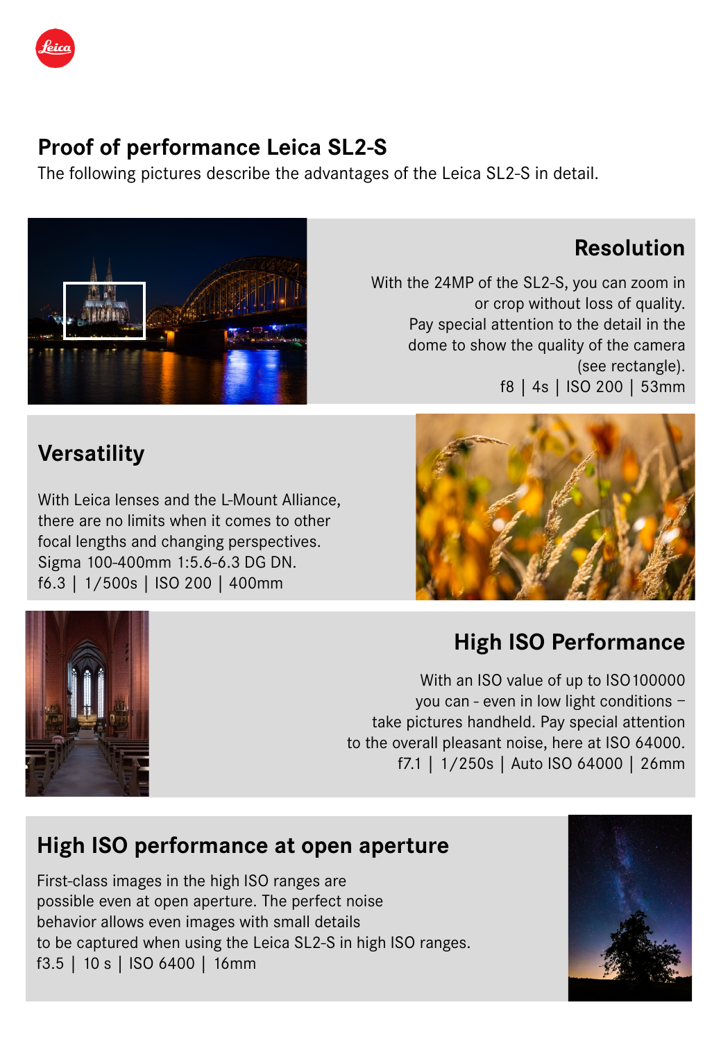# Proof of performance Leica SL2-S

The following pictures describe the advantages of the Leica SL2-S in detail.

## Resolution

With the 24MP of the SL2-S, you can zoom in or crop without loss of quality.
Pay special attention to the detail in the dome to show the quality of the camera (see rectangle).
f8 | 4s | ISO 200 | 53mm

## Versatility

With Leica lenses and the L-Mount Alliance, there are no limits when it comes to other focal lengths and changing perspectives.
Sigma 100-400mm 1:5.6-6.3 DG DN.
f6.3 | 1/500s | ISO 200 | 400mm

## High ISO Performance

With an ISO value of up to ISO 100000 you can - even in low light conditions – take pictures handheld. Pay special attention to the overall pleasant noise, here at ISO 64000.
f7.1 | 1/250s | Auto ISO 64000 | 26mm

## High ISO performance at open aperture

First-class images in the high ISO ranges are possible even at open aperture. The perfect noise behavior allows even images with small details to be captured when using the Leica SL2-S in high ISO ranges.
f3.5 | 10 s | ISO 6400 | 16mm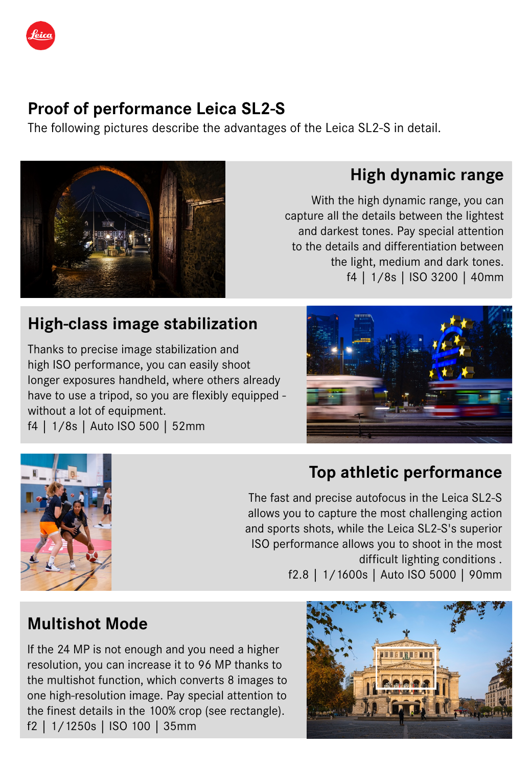# Proof of performance Leica SL2-S

The following pictures describe the advantages of the Leica SL2-S in detail.

## High dynamic range

With the high dynamic range, you can capture all the details between the lightest and darkest tones. Pay special attention to the details and differentiation between the light, medium and dark tones.
f4 | 1/8s | ISO 3200 | 40mm

## High-class image stabilization

Thanks to precise image stabilization and high ISO performance, you can easily shoot longer exposures handheld, where others already have to use a tripod, so you are flexibly equipped - without a lot of equipment.
f4 | 1/8s | Auto ISO 500 | 52mm

## Top athletic performance

The fast and precise autofocus in the Leica SL2-S allows you to capture the most challenging action and sports shots, while the Leica SL2-S's superior ISO performance allows you to shoot in the most difficult lighting conditions .
f2.8 | 1/1600s | Auto ISO 5000 | 90mm

## Multishot Mode

If the 24 MP is not enough and you need a higher resolution, you can increase it to 96 MP thanks to the multishot function, which converts 8 images to one high-resolution image. Pay special attention to the finest details in the 100% crop (see rectangle).
f2 | 1/1250s | ISO 100 | 35mm